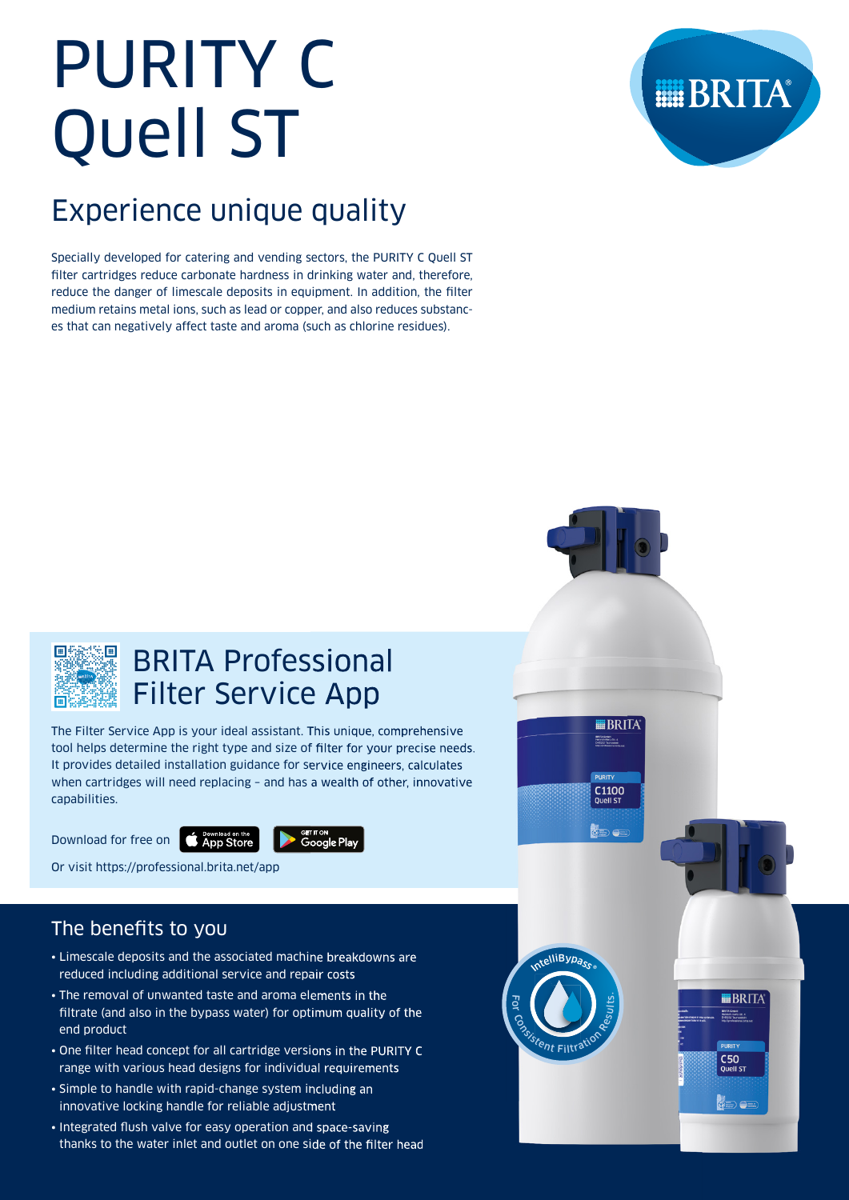# PURITY C Quell ST

## Experience unique quality

Specially developed for catering and vending sectors, the PURITY C Quell ST filter cartridges reduce carbonate hardness in drinking water and, therefore, reduce the danger of limescale deposits in equipment. In addition, the filter medium retains metal ions, such as lead or copper, and also reduces substances that can negatively affect taste and aroma (such as chlorine residues).

## BRITA Professional Filter Service App

The Filter Service App is your ideal assistant. This unique, comprehensive tool helps determine the right type and size of filter for your precise needs. It provides detailed installation guidance for service engineers, calculates when cartridges will need replacing – and has a wealth of other, innovative capabilities.

Download for free on App Store, Google Play

Or visit https://professional.brita.net/app

## The benefits to you

- Limescale deposits and the associated machine breakdowns are reduced including additional service and repair costs
- The removal of unwanted taste and aroma elements in the filtrate (and also in the bypass water) for optimum quality of the end product
- One filter head concept for all cartridge versions in the PURITY C range with various head designs for individual requirements
- Simple to handle with rapid-change system including an innovative locking handle for reliable adjustment
- Integrated flush valve for easy operation and space-saving thanks to the water inlet and outlet on one side of the filter head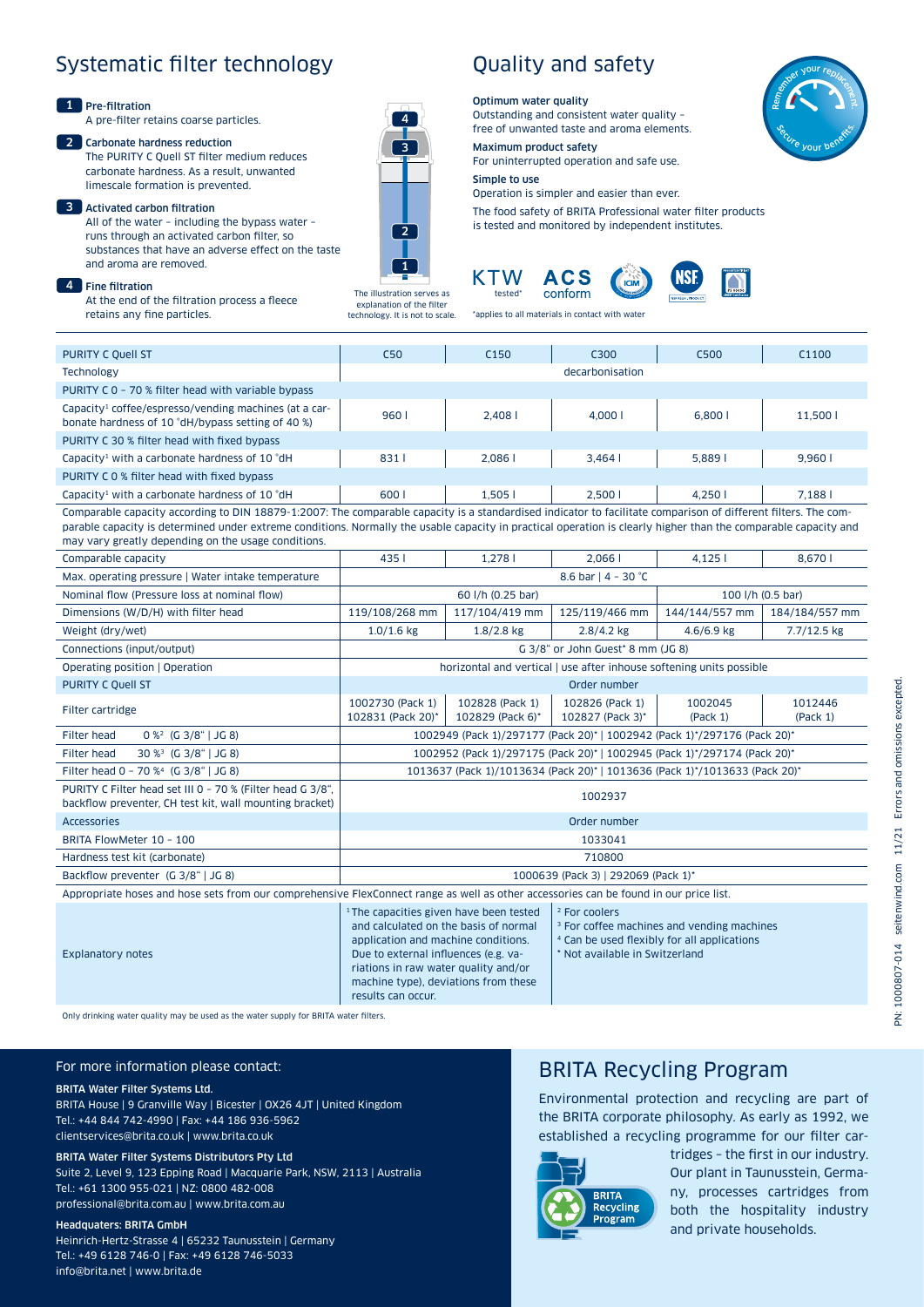## Systematic filter technology

**1 Pre-filtration**
A pre-filter retains coarse particles.

**2 Carbonate hardness reduction**
The PURITY C Quell ST filter medium reduces carbonate hardness. As a result, unwanted limescale formation is prevented.

**3 Activated carbon filtration**
All of the water – including the bypass water – runs through an activated carbon filter, so substances that have an adverse effect on the taste and aroma are removed.

**4 Fine filtration**
At the end of the filtration process a fleece retains any fine particles.

The illustration serves as explanation of the filter technology. It is not to scale.

## Quality and safety

**Optimum water quality**
Outstanding and consistent water quality – free of unwanted taste and aroma elements.

**Maximum product safety**
For uninterrupted operation and safe use.

**Simple to use**
Operation is simpler and easier than ever.

The food safety of BRITA Professional water filter products is tested and monitored by independent institutes.

KTW tested* ACS conform

*applies to all materials in contact with water

Remember your replacement. Secure your benefits.

| PURITY C Quell ST | C50 | C150 | C300 | C500 | C1100 |
|---|---|---|---|---|---|
| Technology | decarbonisation | | | | |
| PURITY C 0 – 70 % filter head with variable bypass | | | | | |
| Capacity[1] coffee/espresso/vending machines (at a carbonate hardness of 10 °dH/bypass setting of 40 %) | 960 l | 2,408 l | 4,000 l | 6,800 l | 11,500 l |
| PURITY C 30 % filter head with fixed bypass | | | | | |
| Capacity[1] with a carbonate hardness of 10 °dH | 831 l | 2,086 l | 3,464 l | 5,889 l | 9,960 l |
| PURITY C 0 % filter head with fixed bypass | | | | | |
| Capacity[1] with a carbonate hardness of 10 °dH | 600 l | 1,505 l | 2,500 l | 4,250 l | 7,188 l |
| Comparable capacity according to DIN 18879-1:2007: The comparable capacity is a standardised indicator to facilitate comparison of different filters. The comparable capacity is determined under extreme conditions. Normally the usable capacity in practical operation is clearly higher than the comparable capacity and may vary greatly depending on the usage conditions. | | | | | |
| Comparable capacity | 435 l | 1,278 l | 2,066 l | 4,125 l | 8,670 l |
| Max. operating pressure \| Water intake temperature | 8.6 bar \| 4 – 30 °C | | | | |
| Nominal flow (Pressure loss at nominal flow) | 60 l/h (0.25 bar) | | | 100 l/h (0.5 bar) | |
| Dimensions (W/D/H) with filter head | 119/108/268 mm | 117/104/419 mm | 125/119/466 mm | 144/144/557 mm | 184/184/557 mm |
| Weight (dry/wet) | 1.0/1.6 kg | 1.8/2.8 kg | 2.8/4.2 kg | 4.6/6.9 kg | 7.7/12.5 kg |
| Connections (input/output) | G 3/8" or John Guest* 8 mm (JG 8) | | | | |
| Operating position \| Operation | horizontal and vertical \| use after inhouse softening units possible | | | | |
| PURITY C Quell ST | Order number | | | | |
| Filter cartridge | 1002730 (Pack 1) 102831 (Pack 20)* | 102828 (Pack 1) 102829 (Pack 6)* | 102826 (Pack 1) 102827 (Pack 3)* | 1002045 (Pack 1) | 1012446 (Pack 1) |
| Filter head 0 %[2] (G 3/8" \| JG 8) | 1002949 (Pack 1)/297177 (Pack 20)* \| 1002942 (Pack 1)*/297176 (Pack 20)* | | | | |
| Filter head 30 %[3] (G 3/8" \| JG 8) | 1002952 (Pack 1)/297175 (Pack 20)* \| 1002945 (Pack 1)*/297174 (Pack 20)* | | | | |
| Filter head 0 – 70 %[4] (G 3/8" \| JG 8) | 1013637 (Pack 1)/1013634 (Pack 20)* \| 1013636 (Pack 1)*/1013633 (Pack 20)* | | | | |
| PURITY C Filter head set III 0 – 70 % (Filter head G 3/8", backflow preventer, CH test kit, wall mounting bracket) | 1002937 | | | | |
| Accessories | Order number | | | | |
| BRITA FlowMeter 10 – 100 | 1033041 | | | | |
| Hardness test kit (carbonate) | 710800 | | | | |
| Backflow preventer (G 3/8" \| JG 8) | 1000639 (Pack 3) \| 292069 (Pack 1)* | | | | |
| Appropriate hoses and hose sets from our comprehensive FlexConnect range as well as other accessories can be found in our price list. | | | | | |
| Explanatory notes | [1] The capacities given have been tested and calculated on the basis of normal application and machine conditions. Due to external influences (e.g. variations in raw water quality and/or machine type), deviations from these results can occur. | | [2] For coolers [3] For coffee machines and vending machines [4] Can be used flexibly for all applications * Not available in Switzerland | | |

Only drinking water quality may be used as the water supply for BRITA water filters.

PN: 1000807-014 seitenwind.com 11/21 Errors and omissions excepted.

### For more information please contact:

**BRITA Water Filter Systems Ltd.**
BRITA House | 9 Granville Way | Bicester | OX26 4JT | United Kingdom
Tel.: +44 844 742-4990 | Fax: +44 186 936-5962
clientservices@brita.co.uk | www.brita.co.uk

**BRITA Water Filter Systems Distributors Pty Ltd**
Suite 2, Level 9, 123 Epping Road | Macquarie Park, NSW, 2113 | Australia
Tel.: +61 1300 955-021 | NZ: 0800 482-008
professional@brita.com.au | www.brita.com.au

**Headquaters: BRITA GmbH**
Heinrich-Hertz-Strasse 4 | 65232 Taunusstein | Germany
Tel.: +49 6128 746-0 | Fax: +49 6128 746-5033
info@brita.net | www.brita.de

## BRITA Recycling Program

Environmental protection and recycling are part of the BRITA corporate philosophy. As early as 1992, we established a recycling programme for our filter cartridges – the first in our industry. Our plant in Taunusstein, Germany, processes cartridges from both the hospitality industry and private households.